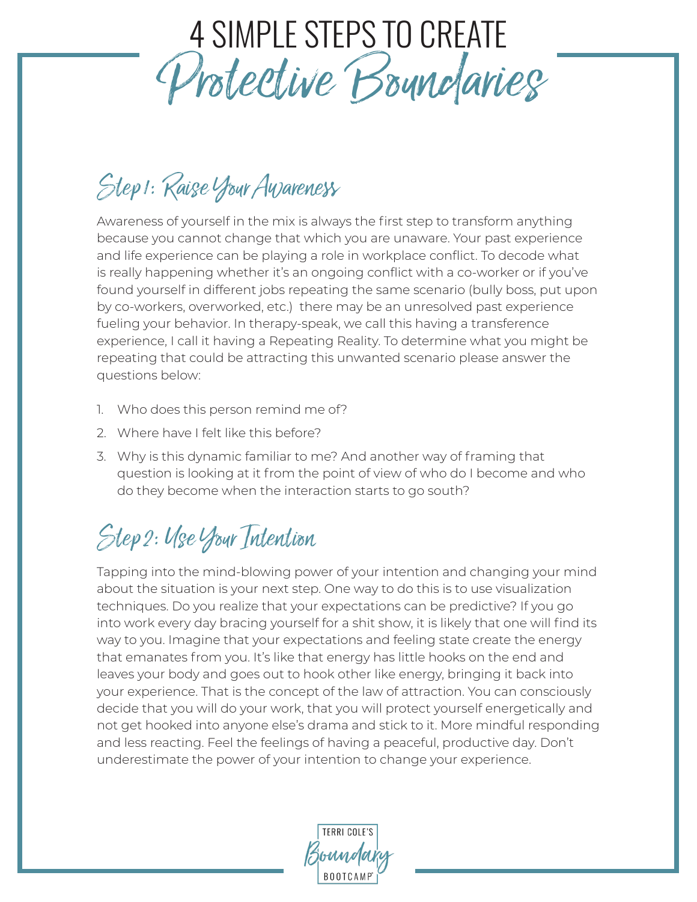# 4 SIMPLE STEPS TO CREATE Protective Boundaries

## Step 1: Raise Your Awareness

Awareness of yourself in the mix is always the first step to transform anything because you cannot change that which you are unaware. Your past experience and life experience can be playing a role in workplace conflict. To decode what is really happening whether it's an ongoing conflict with a co-worker or if you've found yourself in different jobs repeating the same scenario (bully boss, put upon by co-workers, overworked, etc.) there may be an unresolved past experience fueling your behavior. In therapy-speak, we call this having a transference experience, I call it having a Repeating Reality. To determine what you might be repeating that could be attracting this unwanted scenario please answer the questions below:

1. Who does this person remind me of?
2. Where have I felt like this before?
3. Why is this dynamic familiar to me? And another way of framing that question is looking at it from the point of view of who do I become and who do they become when the interaction starts to go south?

## Step 2: Use Your Intention

Tapping into the mind-blowing power of your intention and changing your mind about the situation is your next step. One way to do this is to use visualization techniques. Do you realize that your expectations can be predictive? If you go into work every day bracing yourself for a shit show, it is likely that one will find its way to you. Imagine that your expectations and feeling state create the energy that emanates from you. It's like that energy has little hooks on the end and leaves your body and goes out to hook other like energy, bringing it back into your experience. That is the concept of the law of attraction. You can consciously decide that you will do your work, that you will protect yourself energetically and not get hooked into anyone else's drama and stick to it. More mindful responding and less reacting. Feel the feelings of having a peaceful, productive day. Don't underestimate the power of your intention to change your experience.

TERRI COLE'S Boundary BOOTCAMP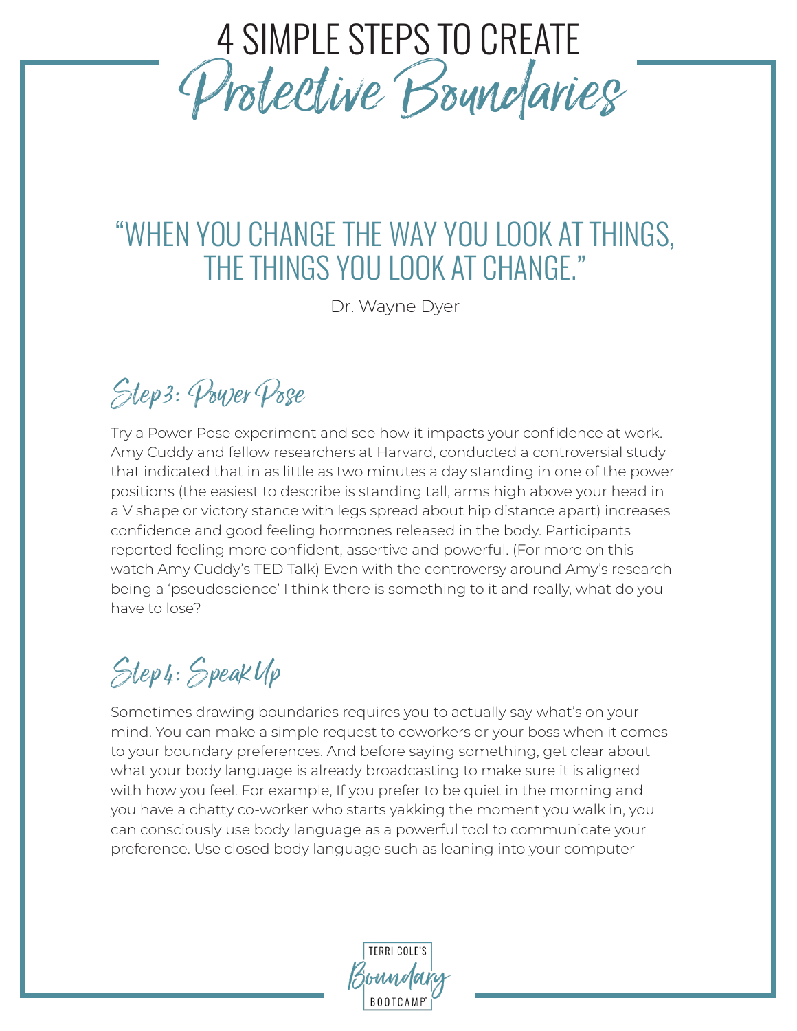# 4 SIMPLE STEPS TO CREATE Protective Boundaries

“WHEN YOU CHANGE THE WAY YOU LOOK AT THINGS, THE THINGS YOU LOOK AT CHANGE.”

Dr. Wayne Dyer

## Step 3: Power Pose

Try a Power Pose experiment and see how it impacts your confidence at work. Amy Cuddy and fellow researchers at Harvard, conducted a controversial study that indicated that in as little as two minutes a day standing in one of the power positions (the easiest to describe is standing tall, arms high above your head in a V shape or victory stance with legs spread about hip distance apart) increases confidence and good feeling hormones released in the body. Participants reported feeling more confident, assertive and powerful. (For more on this watch Amy Cuddy’s TED Talk) Even with the controversy around Amy’s research being a ‘pseudoscience’ I think there is something to it and really, what do you have to lose?

## Step 4: Speak Up

Sometimes drawing boundaries requires you to actually say what’s on your mind. You can make a simple request to coworkers or your boss when it comes to your boundary preferences. And before saying something, get clear about what your body language is already broadcasting to make sure it is aligned with how you feel. For example, If you prefer to be quiet in the morning and you have a chatty co-worker who starts yakking the moment you walk in, you can consciously use body language as a powerful tool to communicate your preference. Use closed body language such as leaning into your computer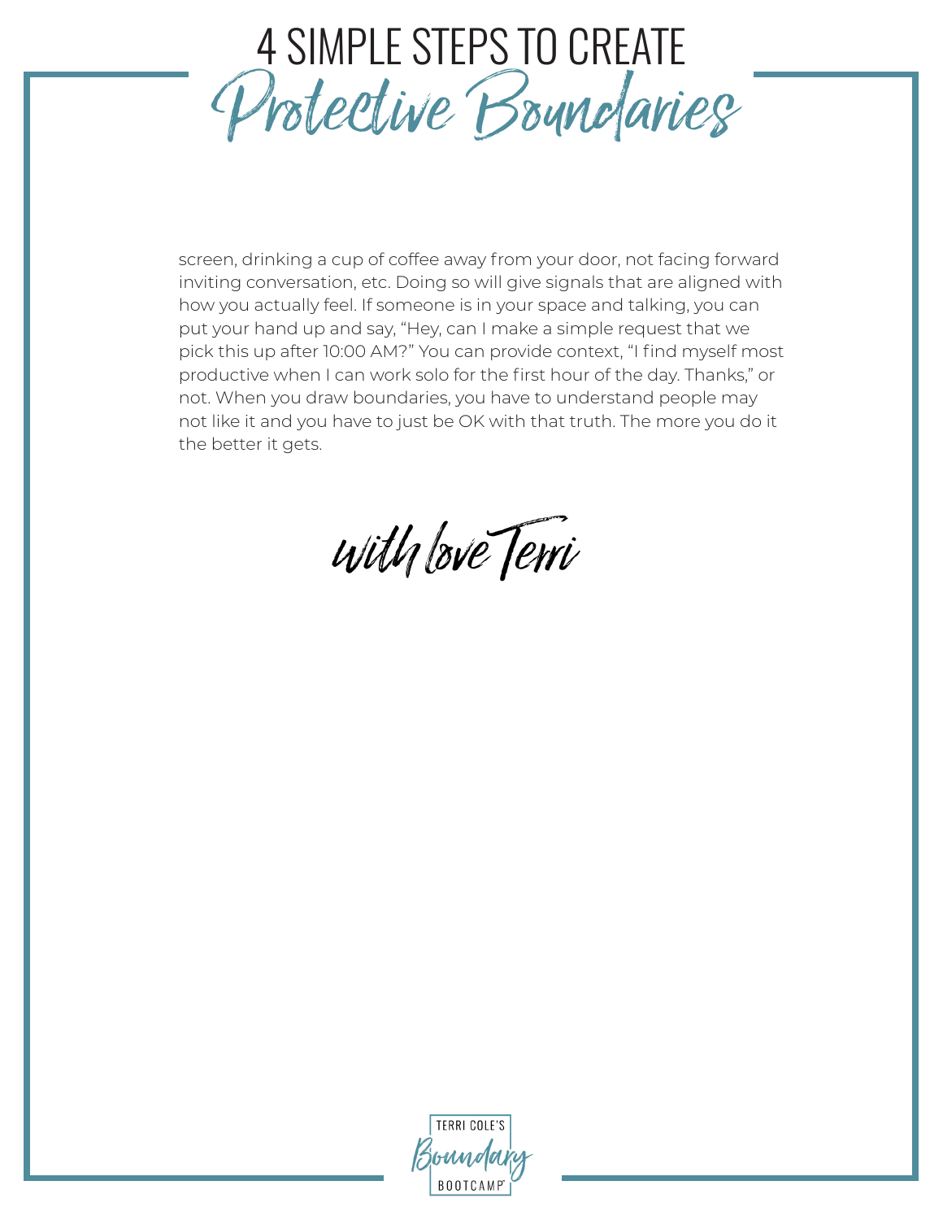screen, drinking a cup of coffee away from your door, not facing forward inviting conversation, etc. Doing so will give signals that are aligned with how you actually feel. If someone is in your space and talking, you can put your hand up and say, “Hey, can I make a simple request that we pick this up after 10:00 AM?” You can provide context, “I find myself most productive when I can work solo for the first hour of the day. Thanks,” or not. When you draw boundaries, you have to understand people may not like it and you have to just be OK with that truth. The more you do it the better it gets.

*with love Terri*